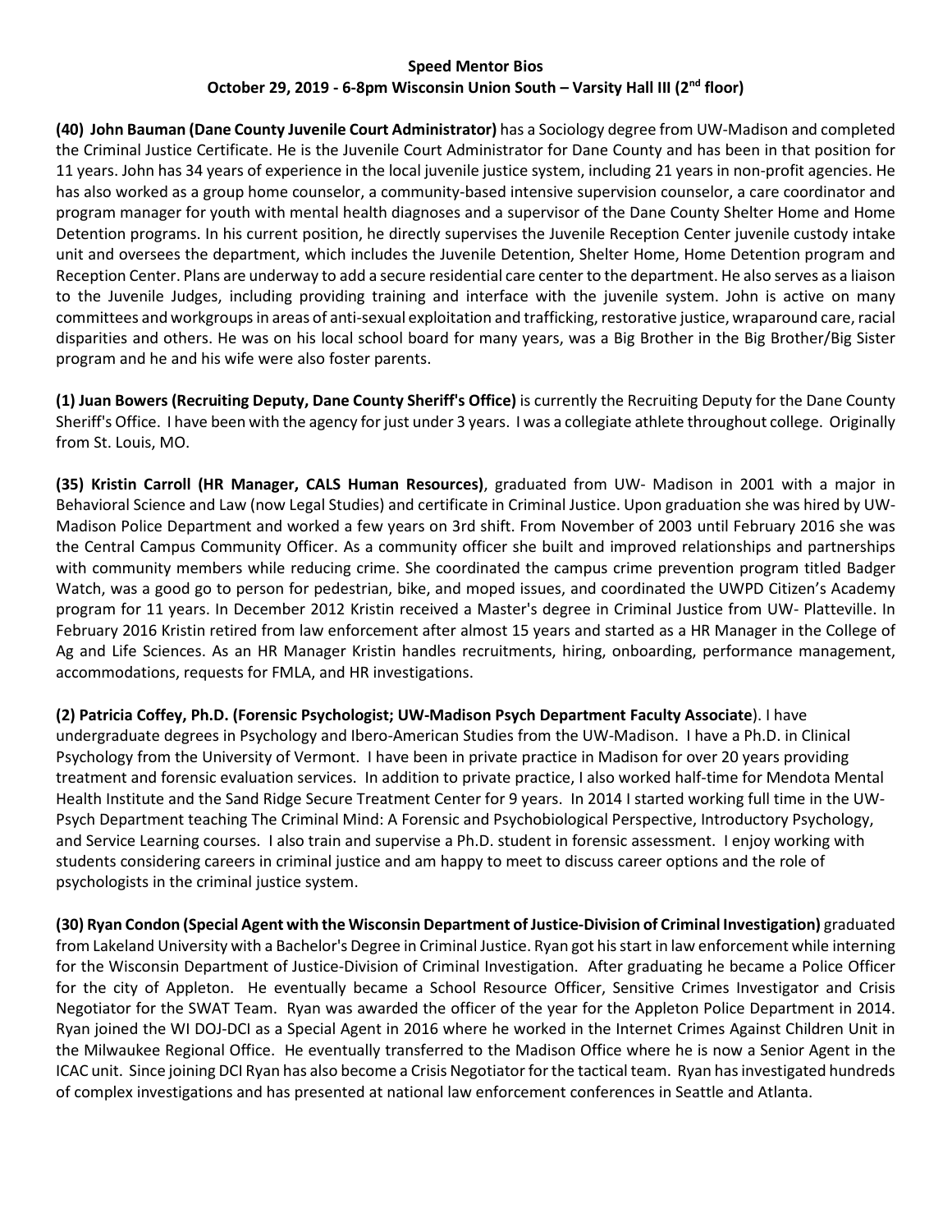**Speed Mentor Bios**

**October 29, 2019 - 6-8pm Wisconsin Union South – Varsity Hall III (2nd floor)**

**(40) John Bauman (Dane County Juvenile Court Administrator)** has a Sociology degree from UW-Madison and completed the Criminal Justice Certificate. He is the Juvenile Court Administrator for Dane County and has been in that position for 11 years. John has 34 years of experience in the local juvenile justice system, including 21 years in non-profit agencies. He has also worked as a group home counselor, a community-based intensive supervision counselor, a care coordinator and program manager for youth with mental health diagnoses and a supervisor of the Dane County Shelter Home and Home Detention programs. In his current position, he directly supervises the Juvenile Reception Center juvenile custody intake unit and oversees the department, which includes the Juvenile Detention, Shelter Home, Home Detention program and Reception Center. Plans are underway to add a secure residential care center to the department. He also serves as a liaison to the Juvenile Judges, including providing training and interface with the juvenile system. John is active on many committees and workgroups in areas of anti-sexual exploitation and trafficking, restorative justice, wraparound care, racial disparities and others. He was on his local school board for many years, was a Big Brother in the Big Brother/Big Sister program and he and his wife were also foster parents.

**(1) Juan Bowers (Recruiting Deputy, Dane County Sheriff's Office)** is currently the Recruiting Deputy for the Dane County Sheriff's Office. I have been with the agency for just under 3 years. I was a collegiate athlete throughout college. Originally from St. Louis, MO.

**(35) Kristin Carroll (HR Manager, CALS Human Resources)**, graduated from UW- Madison in 2001 with a major in Behavioral Science and Law (now Legal Studies) and certificate in Criminal Justice. Upon graduation she was hired by UW-Madison Police Department and worked a few years on 3rd shift. From November of 2003 until February 2016 she was the Central Campus Community Officer. As a community officer she built and improved relationships and partnerships with community members while reducing crime. She coordinated the campus crime prevention program titled Badger Watch, was a good go to person for pedestrian, bike, and moped issues, and coordinated the UWPD Citizen's Academy program for 11 years. In December 2012 Kristin received a Master's degree in Criminal Justice from UW- Platteville. In February 2016 Kristin retired from law enforcement after almost 15 years and started as a HR Manager in the College of Ag and Life Sciences. As an HR Manager Kristin handles recruitments, hiring, onboarding, performance management, accommodations, requests for FMLA, and HR investigations.

**(2) Patricia Coffey, Ph.D. (Forensic Psychologist; UW-Madison Psych Department Faculty Associate**). I have undergraduate degrees in Psychology and Ibero-American Studies from the UW-Madison. I have a Ph.D. in Clinical Psychology from the University of Vermont. I have been in private practice in Madison for over 20 years providing treatment and forensic evaluation services. In addition to private practice, I also worked half-time for Mendota Mental Health Institute and the Sand Ridge Secure Treatment Center for 9 years. In 2014 I started working full time in the UW-Psych Department teaching The Criminal Mind: A Forensic and Psychobiological Perspective, Introductory Psychology, and Service Learning courses. I also train and supervise a Ph.D. student in forensic assessment. I enjoy working with students considering careers in criminal justice and am happy to meet to discuss career options and the role of psychologists in the criminal justice system.

**(30) Ryan Condon (Special Agent with the Wisconsin Department of Justice-Division of Criminal Investigation)** graduated from Lakeland University with a Bachelor's Degree in Criminal Justice. Ryan got his start in law enforcement while interning for the Wisconsin Department of Justice-Division of Criminal Investigation. After graduating he became a Police Officer for the city of Appleton. He eventually became a School Resource Officer, Sensitive Crimes Investigator and Crisis Negotiator for the SWAT Team. Ryan was awarded the officer of the year for the Appleton Police Department in 2014. Ryan joined the WI DOJ-DCI as a Special Agent in 2016 where he worked in the Internet Crimes Against Children Unit in the Milwaukee Regional Office. He eventually transferred to the Madison Office where he is now a Senior Agent in the ICAC unit. Since joining DCI Ryan has also become a Crisis Negotiator for the tactical team. Ryan has investigated hundreds of complex investigations and has presented at national law enforcement conferences in Seattle and Atlanta.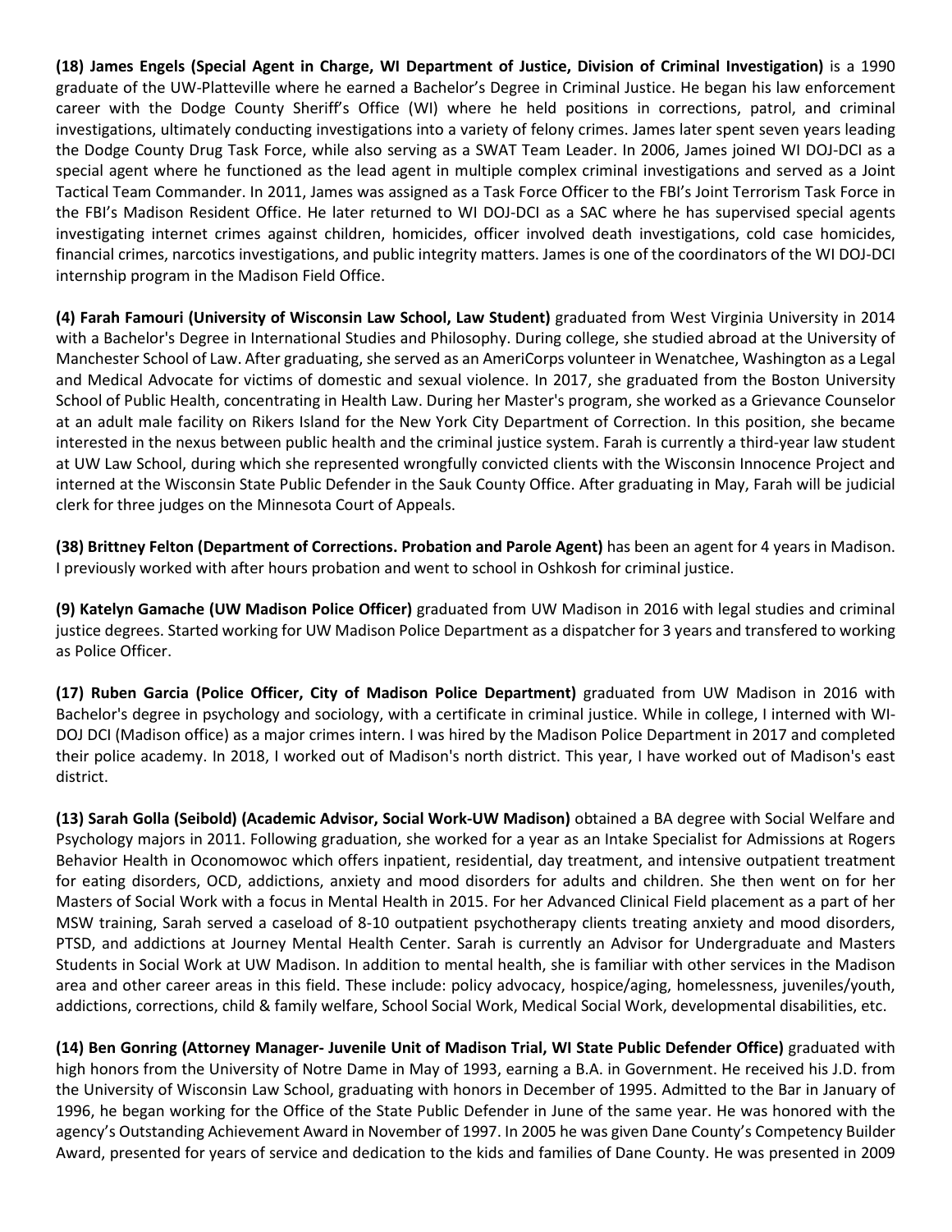**(18) James Engels (Special Agent in Charge, WI Department of Justice, Division of Criminal Investigation)** is a 1990 graduate of the UW-Platteville where he earned a Bachelor's Degree in Criminal Justice. He began his law enforcement career with the Dodge County Sheriff's Office (WI) where he held positions in corrections, patrol, and criminal investigations, ultimately conducting investigations into a variety of felony crimes. James later spent seven years leading the Dodge County Drug Task Force, while also serving as a SWAT Team Leader. In 2006, James joined WI DOJ-DCI as a special agent where he functioned as the lead agent in multiple complex criminal investigations and served as a Joint Tactical Team Commander. In 2011, James was assigned as a Task Force Officer to the FBI's Joint Terrorism Task Force in the FBI's Madison Resident Office. He later returned to WI DOJ-DCI as a SAC where he has supervised special agents investigating internet crimes against children, homicides, officer involved death investigations, cold case homicides, financial crimes, narcotics investigations, and public integrity matters. James is one of the coordinators of the WI DOJ-DCI internship program in the Madison Field Office.

**(4) Farah Famouri (University of Wisconsin Law School, Law Student)** graduated from West Virginia University in 2014 with a Bachelor's Degree in International Studies and Philosophy. During college, she studied abroad at the University of Manchester School of Law. After graduating, she served as an AmeriCorps volunteer in Wenatchee, Washington as a Legal and Medical Advocate for victims of domestic and sexual violence. In 2017, she graduated from the Boston University School of Public Health, concentrating in Health Law. During her Master's program, she worked as a Grievance Counselor at an adult male facility on Rikers Island for the New York City Department of Correction. In this position, she became interested in the nexus between public health and the criminal justice system. Farah is currently a third-year law student at UW Law School, during which she represented wrongfully convicted clients with the Wisconsin Innocence Project and interned at the Wisconsin State Public Defender in the Sauk County Office. After graduating in May, Farah will be judicial clerk for three judges on the Minnesota Court of Appeals.

**(38) Brittney Felton (Department of Corrections. Probation and Parole Agent)** has been an agent for 4 years in Madison. I previously worked with after hours probation and went to school in Oshkosh for criminal justice.

**(9) Katelyn Gamache (UW Madison Police Officer)** graduated from UW Madison in 2016 with legal studies and criminal justice degrees. Started working for UW Madison Police Department as a dispatcher for 3 years and transfered to working as Police Officer.

**(17) Ruben Garcia (Police Officer, City of Madison Police Department)** graduated from UW Madison in 2016 with Bachelor's degree in psychology and sociology, with a certificate in criminal justice. While in college, I interned with WI-DOJ DCI (Madison office) as a major crimes intern. I was hired by the Madison Police Department in 2017 and completed their police academy. In 2018, I worked out of Madison's north district. This year, I have worked out of Madison's east district.

**(13) Sarah Golla (Seibold) (Academic Advisor, Social Work-UW Madison)** obtained a BA degree with Social Welfare and Psychology majors in 2011. Following graduation, she worked for a year as an Intake Specialist for Admissions at Rogers Behavior Health in Oconomowoc which offers inpatient, residential, day treatment, and intensive outpatient treatment for eating disorders, OCD, addictions, anxiety and mood disorders for adults and children. She then went on for her Masters of Social Work with a focus in Mental Health in 2015. For her Advanced Clinical Field placement as a part of her MSW training, Sarah served a caseload of 8-10 outpatient psychotherapy clients treating anxiety and mood disorders, PTSD, and addictions at Journey Mental Health Center. Sarah is currently an Advisor for Undergraduate and Masters Students in Social Work at UW Madison. In addition to mental health, she is familiar with other services in the Madison area and other career areas in this field. These include: policy advocacy, hospice/aging, homelessness, juveniles/youth, addictions, corrections, child & family welfare, School Social Work, Medical Social Work, developmental disabilities, etc.

**(14) Ben Gonring (Attorney Manager- Juvenile Unit of Madison Trial, WI State Public Defender Office)** graduated with high honors from the University of Notre Dame in May of 1993, earning a B.A. in Government. He received his J.D. from the University of Wisconsin Law School, graduating with honors in December of 1995. Admitted to the Bar in January of 1996, he began working for the Office of the State Public Defender in June of the same year. He was honored with the agency's Outstanding Achievement Award in November of 1997. In 2005 he was given Dane County's Competency Builder Award, presented for years of service and dedication to the kids and families of Dane County. He was presented in 2009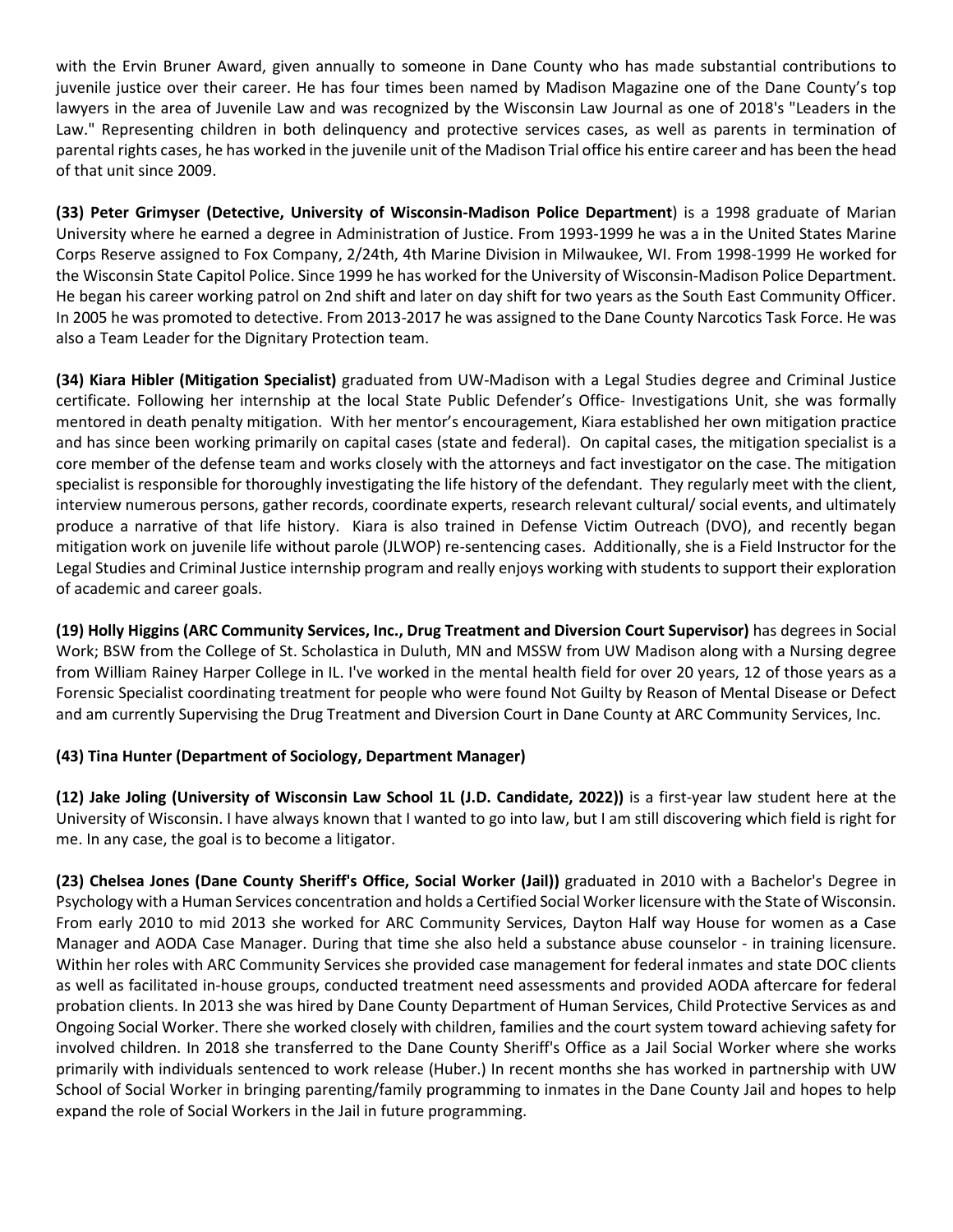with the Ervin Bruner Award, given annually to someone in Dane County who has made substantial contributions to juvenile justice over their career. He has four times been named by Madison Magazine one of the Dane County's top lawyers in the area of Juvenile Law and was recognized by the Wisconsin Law Journal as one of 2018's "Leaders in the Law." Representing children in both delinquency and protective services cases, as well as parents in termination of parental rights cases, he has worked in the juvenile unit of the Madison Trial office his entire career and has been the head of that unit since 2009.

**(33) Peter Grimyser (Detective, University of Wisconsin-Madison Police Department**) is a 1998 graduate of Marian University where he earned a degree in Administration of Justice. From 1993-1999 he was a in the United States Marine Corps Reserve assigned to Fox Company, 2/24th, 4th Marine Division in Milwaukee, WI. From 1998-1999 He worked for the Wisconsin State Capitol Police. Since 1999 he has worked for the University of Wisconsin-Madison Police Department. He began his career working patrol on 2nd shift and later on day shift for two years as the South East Community Officer. In 2005 he was promoted to detective. From 2013-2017 he was assigned to the Dane County Narcotics Task Force. He was also a Team Leader for the Dignitary Protection team.

**(34) Kiara Hibler (Mitigation Specialist)** graduated from UW-Madison with a Legal Studies degree and Criminal Justice certificate. Following her internship at the local State Public Defender's Office- Investigations Unit, she was formally mentored in death penalty mitigation. With her mentor's encouragement, Kiara established her own mitigation practice and has since been working primarily on capital cases (state and federal). On capital cases, the mitigation specialist is a core member of the defense team and works closely with the attorneys and fact investigator on the case. The mitigation specialist is responsible for thoroughly investigating the life history of the defendant. They regularly meet with the client, interview numerous persons, gather records, coordinate experts, research relevant cultural/ social events, and ultimately produce a narrative of that life history. Kiara is also trained in Defense Victim Outreach (DVO), and recently began mitigation work on juvenile life without parole (JLWOP) re-sentencing cases. Additionally, she is a Field Instructor for the Legal Studies and Criminal Justice internship program and really enjoys working with students to support their exploration of academic and career goals.

**(19) Holly Higgins (ARC Community Services, Inc., Drug Treatment and Diversion Court Supervisor)** has degrees in Social Work; BSW from the College of St. Scholastica in Duluth, MN and MSSW from UW Madison along with a Nursing degree from William Rainey Harper College in IL. I've worked in the mental health field for over 20 years, 12 of those years as a Forensic Specialist coordinating treatment for people who were found Not Guilty by Reason of Mental Disease or Defect and am currently Supervising the Drug Treatment and Diversion Court in Dane County at ARC Community Services, Inc.

**(43) Tina Hunter (Department of Sociology, Department Manager)**

**(12) Jake Joling (University of Wisconsin Law School 1L (J.D. Candidate, 2022))** is a first-year law student here at the University of Wisconsin. I have always known that I wanted to go into law, but I am still discovering which field is right for me. In any case, the goal is to become a litigator.

**(23) Chelsea Jones (Dane County Sheriff's Office, Social Worker (Jail))** graduated in 2010 with a Bachelor's Degree in Psychology with a Human Services concentration and holds a Certified Social Worker licensure with the State of Wisconsin. From early 2010 to mid 2013 she worked for ARC Community Services, Dayton Half way House for women as a Case Manager and AODA Case Manager. During that time she also held a substance abuse counselor - in training licensure. Within her roles with ARC Community Services she provided case management for federal inmates and state DOC clients as well as facilitated in-house groups, conducted treatment need assessments and provided AODA aftercare for federal probation clients. In 2013 she was hired by Dane County Department of Human Services, Child Protective Services as and Ongoing Social Worker. There she worked closely with children, families and the court system toward achieving safety for involved children. In 2018 she transferred to the Dane County Sheriff's Office as a Jail Social Worker where she works primarily with individuals sentenced to work release (Huber.) In recent months she has worked in partnership with UW School of Social Worker in bringing parenting/family programming to inmates in the Dane County Jail and hopes to help expand the role of Social Workers in the Jail in future programming.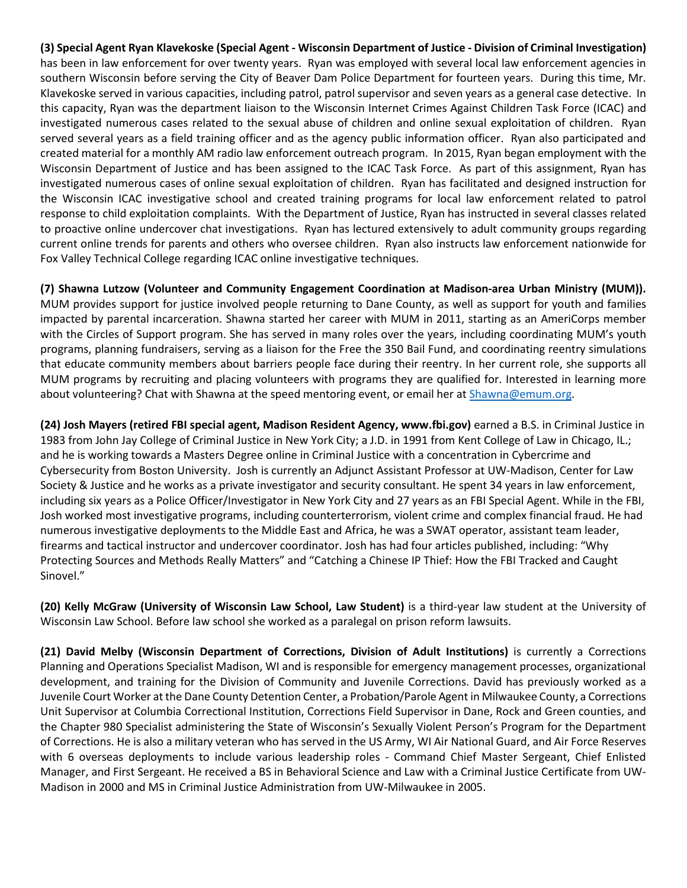**(3) Special Agent Ryan Klavekoske (Special Agent - Wisconsin Department of Justice - Division of Criminal Investigation)** has been in law enforcement for over twenty years. Ryan was employed with several local law enforcement agencies in southern Wisconsin before serving the City of Beaver Dam Police Department for fourteen years. During this time, Mr. Klavekoske served in various capacities, including patrol, patrol supervisor and seven years as a general case detective. In this capacity, Ryan was the department liaison to the Wisconsin Internet Crimes Against Children Task Force (ICAC) and investigated numerous cases related to the sexual abuse of children and online sexual exploitation of children. Ryan served several years as a field training officer and as the agency public information officer. Ryan also participated and created material for a monthly AM radio law enforcement outreach program. In 2015, Ryan began employment with the Wisconsin Department of Justice and has been assigned to the ICAC Task Force. As part of this assignment, Ryan has investigated numerous cases of online sexual exploitation of children. Ryan has facilitated and designed instruction for the Wisconsin ICAC investigative school and created training programs for local law enforcement related to patrol response to child exploitation complaints. With the Department of Justice, Ryan has instructed in several classes related to proactive online undercover chat investigations. Ryan has lectured extensively to adult community groups regarding current online trends for parents and others who oversee children. Ryan also instructs law enforcement nationwide for Fox Valley Technical College regarding ICAC online investigative techniques.

**(7) Shawna Lutzow (Volunteer and Community Engagement Coordination at Madison-area Urban Ministry (MUM)).** MUM provides support for justice involved people returning to Dane County, as well as support for youth and families impacted by parental incarceration. Shawna started her career with MUM in 2011, starting as an AmeriCorps member with the Circles of Support program. She has served in many roles over the years, including coordinating MUM's youth programs, planning fundraisers, serving as a liaison for the Free the 350 Bail Fund, and coordinating reentry simulations that educate community members about barriers people face during their reentry. In her current role, she supports all MUM programs by recruiting and placing volunteers with programs they are qualified for. Interested in learning more about volunteering? Chat with Shawna at the speed mentoring event, or email her at Shawna@emum.org.

**(24) Josh Mayers (retired FBI special agent, Madison Resident Agency, www.fbi.gov)** earned a B.S. in Criminal Justice in 1983 from John Jay College of Criminal Justice in New York City; a J.D. in 1991 from Kent College of Law in Chicago, IL.; and he is working towards a Masters Degree online in Criminal Justice with a concentration in Cybercrime and Cybersecurity from Boston University. Josh is currently an Adjunct Assistant Professor at UW-Madison, Center for Law Society & Justice and he works as a private investigator and security consultant. He spent 34 years in law enforcement, including six years as a Police Officer/Investigator in New York City and 27 years as an FBI Special Agent. While in the FBI, Josh worked most investigative programs, including counterterrorism, violent crime and complex financial fraud. He had numerous investigative deployments to the Middle East and Africa, he was a SWAT operator, assistant team leader, firearms and tactical instructor and undercover coordinator. Josh has had four articles published, including: "Why Protecting Sources and Methods Really Matters" and "Catching a Chinese IP Thief: How the FBI Tracked and Caught Sinovel."

**(20) Kelly McGraw (University of Wisconsin Law School, Law Student)** is a third-year law student at the University of Wisconsin Law School. Before law school she worked as a paralegal on prison reform lawsuits.

**(21) David Melby (Wisconsin Department of Corrections, Division of Adult Institutions)** is currently a Corrections Planning and Operations Specialist Madison, WI and is responsible for emergency management processes, organizational development, and training for the Division of Community and Juvenile Corrections. David has previously worked as a Juvenile Court Worker at the Dane County Detention Center, a Probation/Parole Agent in Milwaukee County, a Corrections Unit Supervisor at Columbia Correctional Institution, Corrections Field Supervisor in Dane, Rock and Green counties, and the Chapter 980 Specialist administering the State of Wisconsin's Sexually Violent Person's Program for the Department of Corrections. He is also a military veteran who has served in the US Army, WI Air National Guard, and Air Force Reserves with 6 overseas deployments to include various leadership roles - Command Chief Master Sergeant, Chief Enlisted Manager, and First Sergeant. He received a BS in Behavioral Science and Law with a Criminal Justice Certificate from UW-Madison in 2000 and MS in Criminal Justice Administration from UW-Milwaukee in 2005.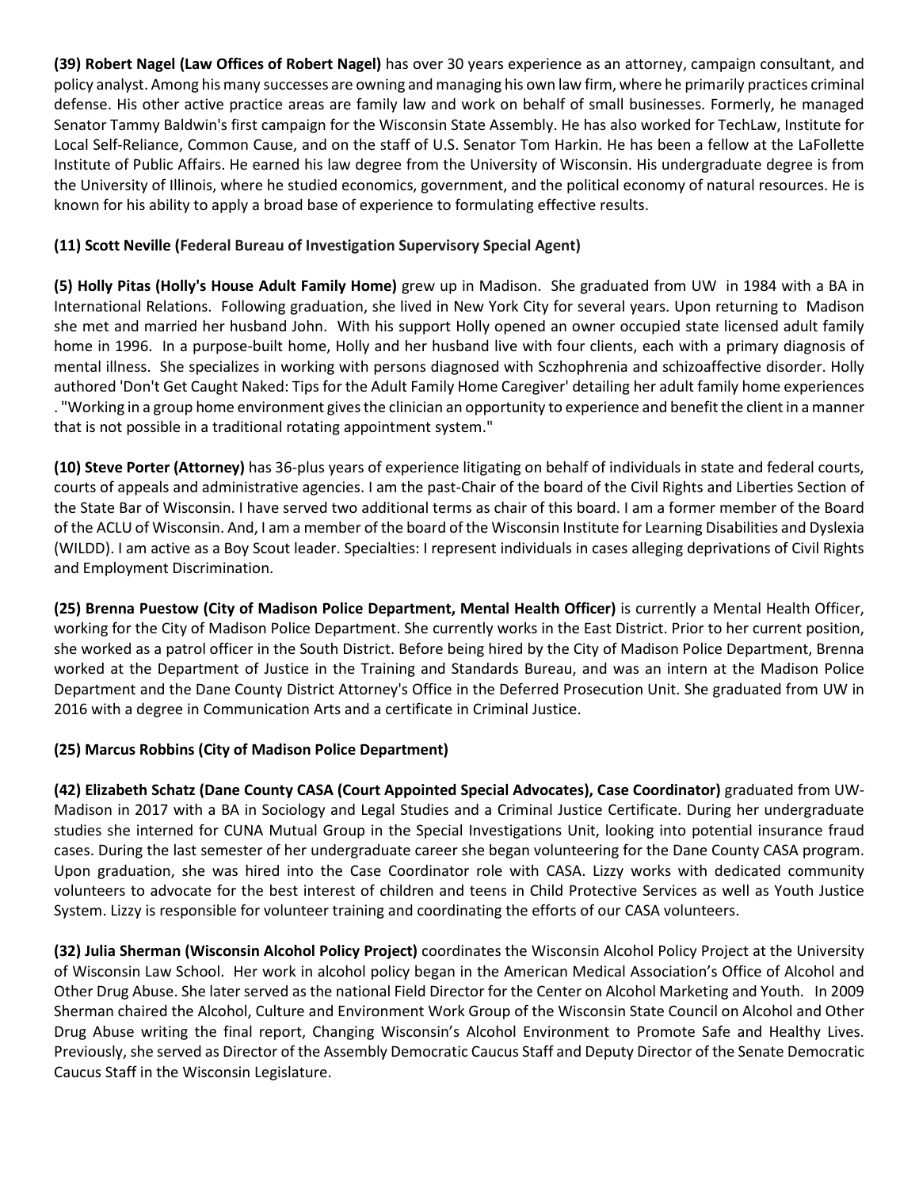**(39) Robert Nagel (Law Offices of Robert Nagel)** has over 30 years experience as an attorney, campaign consultant, and policy analyst. Among his many successes are owning and managing his own law firm, where he primarily practices criminal defense. His other active practice areas are family law and work on behalf of small businesses. Formerly, he managed Senator Tammy Baldwin's first campaign for the Wisconsin State Assembly. He has also worked for TechLaw, Institute for Local Self-Reliance, Common Cause, and on the staff of U.S. Senator Tom Harkin. He has been a fellow at the LaFollette Institute of Public Affairs. He earned his law degree from the University of Wisconsin. His undergraduate degree is from the University of Illinois, where he studied economics, government, and the political economy of natural resources. He is known for his ability to apply a broad base of experience to formulating effective results.

**(11) Scott Neville (Federal Bureau of Investigation Supervisory Special Agent)**

**(5) Holly Pitas (Holly's House Adult Family Home)** grew up in Madison. She graduated from UW in 1984 with a BA in International Relations. Following graduation, she lived in New York City for several years. Upon returning to Madison she met and married her husband John. With his support Holly opened an owner occupied state licensed adult family home in 1996. In a purpose-built home, Holly and her husband live with four clients, each with a primary diagnosis of mental illness. She specializes in working with persons diagnosed with Sczhophrenia and schizoaffective disorder. Holly authored 'Don't Get Caught Naked: Tips for the Adult Family Home Caregiver' detailing her adult family home experiences . "Working in a group home environment gives the clinician an opportunity to experience and benefit the client in a manner that is not possible in a traditional rotating appointment system."

**(10) Steve Porter (Attorney)** has 36-plus years of experience litigating on behalf of individuals in state and federal courts, courts of appeals and administrative agencies. I am the past-Chair of the board of the Civil Rights and Liberties Section of the State Bar of Wisconsin. I have served two additional terms as chair of this board. I am a former member of the Board of the ACLU of Wisconsin. And, I am a member of the board of the Wisconsin Institute for Learning Disabilities and Dyslexia (WILDD). I am active as a Boy Scout leader. Specialties: I represent individuals in cases alleging deprivations of Civil Rights and Employment Discrimination.

**(25) Brenna Puestow (City of Madison Police Department, Mental Health Officer)** is currently a Mental Health Officer, working for the City of Madison Police Department. She currently works in the East District. Prior to her current position, she worked as a patrol officer in the South District. Before being hired by the City of Madison Police Department, Brenna worked at the Department of Justice in the Training and Standards Bureau, and was an intern at the Madison Police Department and the Dane County District Attorney's Office in the Deferred Prosecution Unit. She graduated from UW in 2016 with a degree in Communication Arts and a certificate in Criminal Justice.

**(25) Marcus Robbins (City of Madison Police Department)**

**(42) Elizabeth Schatz (Dane County CASA (Court Appointed Special Advocates), Case Coordinator)** graduated from UW-Madison in 2017 with a BA in Sociology and Legal Studies and a Criminal Justice Certificate. During her undergraduate studies she interned for CUNA Mutual Group in the Special Investigations Unit, looking into potential insurance fraud cases. During the last semester of her undergraduate career she began volunteering for the Dane County CASA program. Upon graduation, she was hired into the Case Coordinator role with CASA. Lizzy works with dedicated community volunteers to advocate for the best interest of children and teens in Child Protective Services as well as Youth Justice System. Lizzy is responsible for volunteer training and coordinating the efforts of our CASA volunteers.

**(32) Julia Sherman (Wisconsin Alcohol Policy Project)** coordinates the Wisconsin Alcohol Policy Project at the University of Wisconsin Law School. Her work in alcohol policy began in the American Medical Association's Office of Alcohol and Other Drug Abuse. She later served as the national Field Director for the Center on Alcohol Marketing and Youth. In 2009 Sherman chaired the Alcohol, Culture and Environment Work Group of the Wisconsin State Council on Alcohol and Other Drug Abuse writing the final report, Changing Wisconsin's Alcohol Environment to Promote Safe and Healthy Lives. Previously, she served as Director of the Assembly Democratic Caucus Staff and Deputy Director of the Senate Democratic Caucus Staff in the Wisconsin Legislature.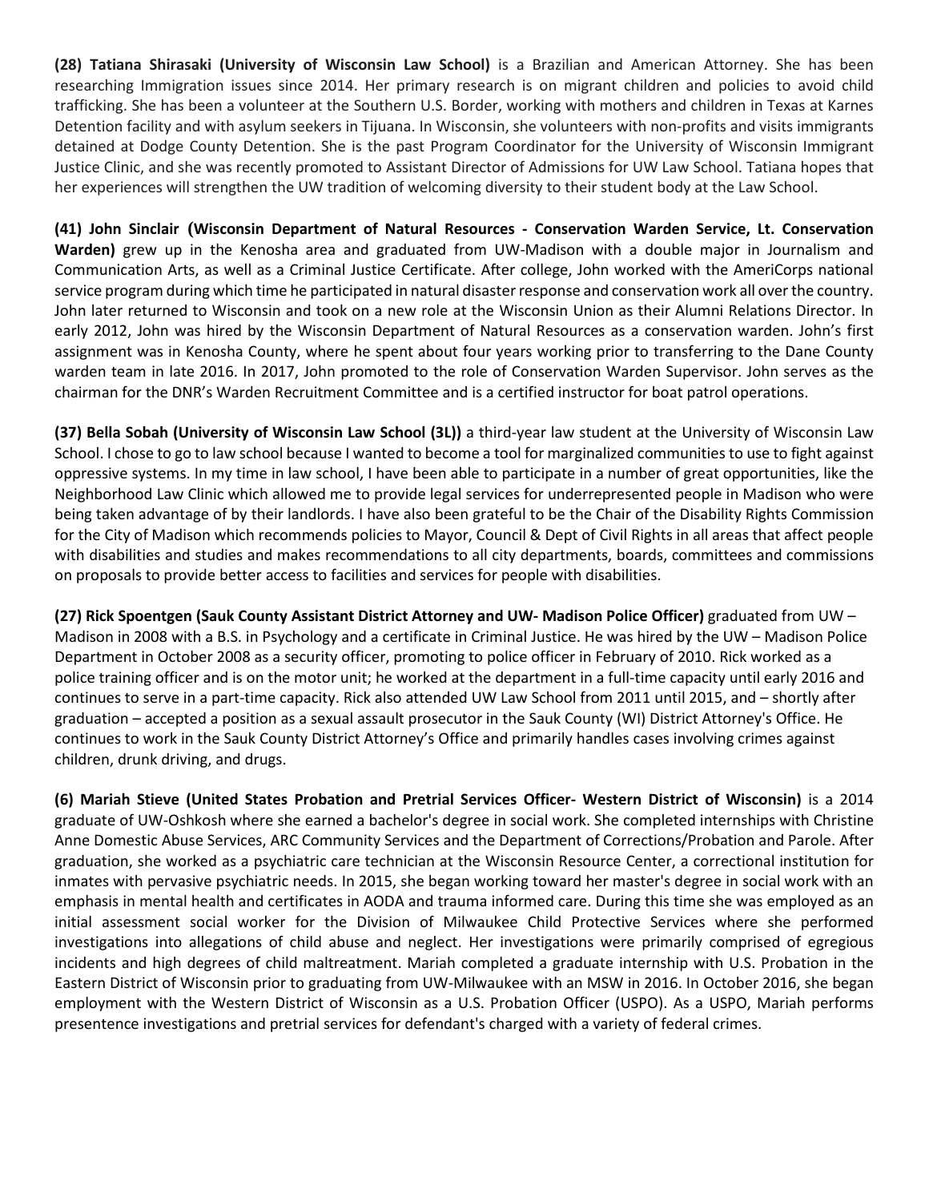**(28) Tatiana Shirasaki (University of Wisconsin Law School)** is a Brazilian and American Attorney. She has been researching Immigration issues since 2014. Her primary research is on migrant children and policies to avoid child trafficking. She has been a volunteer at the Southern U.S. Border, working with mothers and children in Texas at Karnes Detention facility and with asylum seekers in Tijuana. In Wisconsin, she volunteers with non-profits and visits immigrants detained at Dodge County Detention. She is the past Program Coordinator for the University of Wisconsin Immigrant Justice Clinic, and she was recently promoted to Assistant Director of Admissions for UW Law School. Tatiana hopes that her experiences will strengthen the UW tradition of welcoming diversity to their student body at the Law School.

**(41) John Sinclair (Wisconsin Department of Natural Resources - Conservation Warden Service, Lt. Conservation Warden)** grew up in the Kenosha area and graduated from UW-Madison with a double major in Journalism and Communication Arts, as well as a Criminal Justice Certificate. After college, John worked with the AmeriCorps national service program during which time he participated in natural disaster response and conservation work all over the country. John later returned to Wisconsin and took on a new role at the Wisconsin Union as their Alumni Relations Director. In early 2012, John was hired by the Wisconsin Department of Natural Resources as a conservation warden. John's first assignment was in Kenosha County, where he spent about four years working prior to transferring to the Dane County warden team in late 2016. In 2017, John promoted to the role of Conservation Warden Supervisor. John serves as the chairman for the DNR's Warden Recruitment Committee and is a certified instructor for boat patrol operations.

**(37) Bella Sobah (University of Wisconsin Law School (3L))** a third-year law student at the University of Wisconsin Law School. I chose to go to law school because I wanted to become a tool for marginalized communities to use to fight against oppressive systems. In my time in law school, I have been able to participate in a number of great opportunities, like the Neighborhood Law Clinic which allowed me to provide legal services for underrepresented people in Madison who were being taken advantage of by their landlords. I have also been grateful to be the Chair of the Disability Rights Commission for the City of Madison which recommends policies to Mayor, Council & Dept of Civil Rights in all areas that affect people with disabilities and studies and makes recommendations to all city departments, boards, committees and commissions on proposals to provide better access to facilities and services for people with disabilities.

**(27) Rick Spoentgen (Sauk County Assistant District Attorney and UW- Madison Police Officer)** graduated from UW – Madison in 2008 with a B.S. in Psychology and a certificate in Criminal Justice. He was hired by the UW – Madison Police Department in October 2008 as a security officer, promoting to police officer in February of 2010. Rick worked as a police training officer and is on the motor unit; he worked at the department in a full-time capacity until early 2016 and continues to serve in a part-time capacity. Rick also attended UW Law School from 2011 until 2015, and – shortly after graduation – accepted a position as a sexual assault prosecutor in the Sauk County (WI) District Attorney's Office. He continues to work in the Sauk County District Attorney's Office and primarily handles cases involving crimes against children, drunk driving, and drugs.

**(6) Mariah Stieve (United States Probation and Pretrial Services Officer- Western District of Wisconsin)** is a 2014 graduate of UW-Oshkosh where she earned a bachelor's degree in social work. She completed internships with Christine Anne Domestic Abuse Services, ARC Community Services and the Department of Corrections/Probation and Parole. After graduation, she worked as a psychiatric care technician at the Wisconsin Resource Center, a correctional institution for inmates with pervasive psychiatric needs. In 2015, she began working toward her master's degree in social work with an emphasis in mental health and certificates in AODA and trauma informed care. During this time she was employed as an initial assessment social worker for the Division of Milwaukee Child Protective Services where she performed investigations into allegations of child abuse and neglect. Her investigations were primarily comprised of egregious incidents and high degrees of child maltreatment. Mariah completed a graduate internship with U.S. Probation in the Eastern District of Wisconsin prior to graduating from UW-Milwaukee with an MSW in 2016. In October 2016, she began employment with the Western District of Wisconsin as a U.S. Probation Officer (USPO). As a USPO, Mariah performs presentence investigations and pretrial services for defendant's charged with a variety of federal crimes.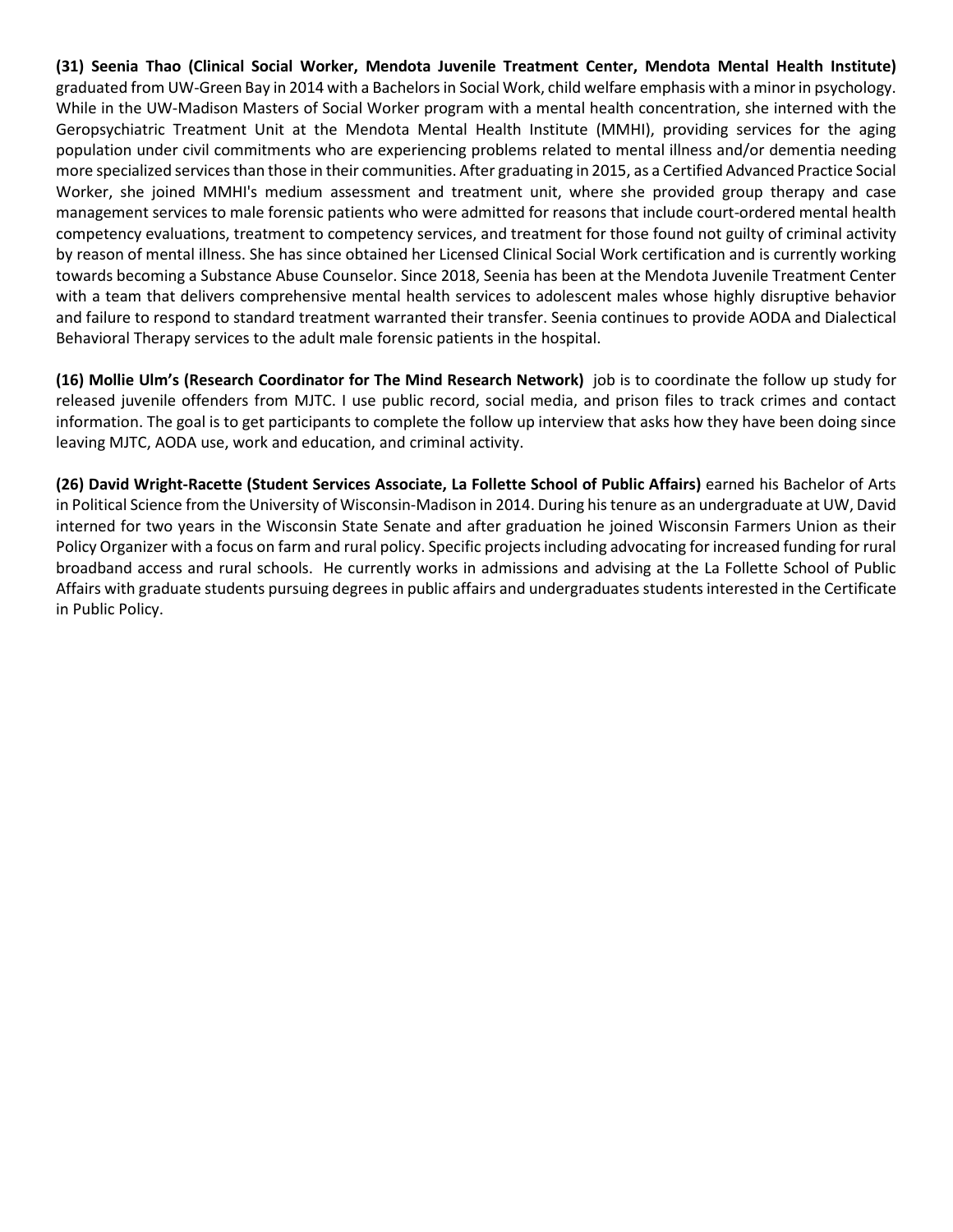**(31) Seenia Thao (Clinical Social Worker, Mendota Juvenile Treatment Center, Mendota Mental Health Institute)** graduated from UW-Green Bay in 2014 with a Bachelors in Social Work, child welfare emphasis with a minor in psychology. While in the UW-Madison Masters of Social Worker program with a mental health concentration, she interned with the Geropsychiatric Treatment Unit at the Mendota Mental Health Institute (MMHI), providing services for the aging population under civil commitments who are experiencing problems related to mental illness and/or dementia needing more specialized services than those in their communities. After graduating in 2015, as a Certified Advanced Practice Social Worker, she joined MMHI's medium assessment and treatment unit, where she provided group therapy and case management services to male forensic patients who were admitted for reasons that include court-ordered mental health competency evaluations, treatment to competency services, and treatment for those found not guilty of criminal activity by reason of mental illness. She has since obtained her Licensed Clinical Social Work certification and is currently working towards becoming a Substance Abuse Counselor. Since 2018, Seenia has been at the Mendota Juvenile Treatment Center with a team that delivers comprehensive mental health services to adolescent males whose highly disruptive behavior and failure to respond to standard treatment warranted their transfer. Seenia continues to provide AODA and Dialectical Behavioral Therapy services to the adult male forensic patients in the hospital.

**(16) Mollie Ulm's (Research Coordinator for The Mind Research Network)** job is to coordinate the follow up study for released juvenile offenders from MJTC. I use public record, social media, and prison files to track crimes and contact information. The goal is to get participants to complete the follow up interview that asks how they have been doing since leaving MJTC, AODA use, work and education, and criminal activity.

**(26) David Wright-Racette (Student Services Associate, La Follette School of Public Affairs)** earned his Bachelor of Arts in Political Science from the University of Wisconsin-Madison in 2014. During his tenure as an undergraduate at UW, David interned for two years in the Wisconsin State Senate and after graduation he joined Wisconsin Farmers Union as their Policy Organizer with a focus on farm and rural policy. Specific projects including advocating for increased funding for rural broadband access and rural schools. He currently works in admissions and advising at the La Follette School of Public Affairs with graduate students pursuing degrees in public affairs and undergraduates students interested in the Certificate in Public Policy.